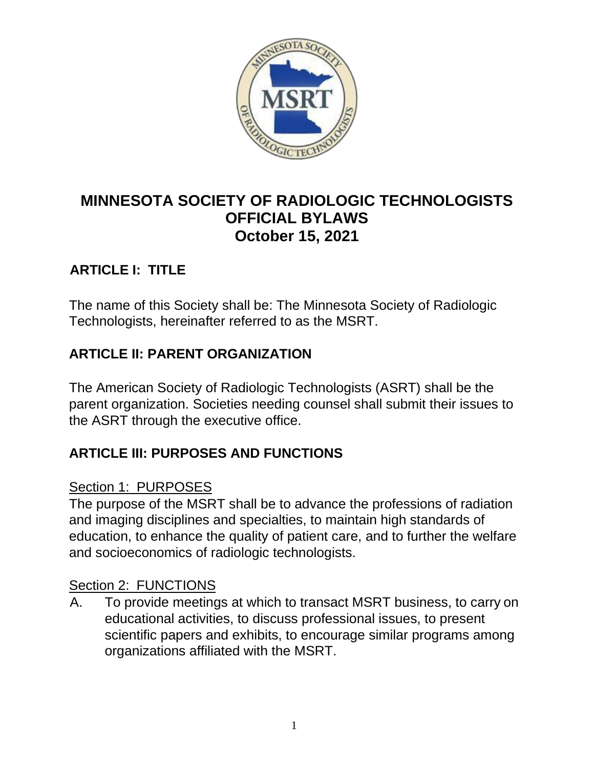# MINNESOTA SOCIETY OF RADIOLOGIC TECHNOLOGISTS OFFICIAL BYLAWS October 15, 2021

## ARTICLE I: TITLE

The name of this Society shall be: The Minnesota Society of Radiologic Technologists, hereinafter referred to as the MSRT.

## ARTICLE II: PARENT ORGANIZATION

The American Society of Radiologic Technologists (ASRT) shall be the parent organization. Societies needing counsel shall submit their issues to the ASRT through the executive office.

## ARTICLE III: PURPOSES AND FUNCTIONS

### Section 1: PURPOSES

The purpose of the MSRT shall be to advance the professions of radiation and imaging disciplines and specialties, to maintain high standards of education, to enhance the quality of patient care, and to further the welfare and socioeconomics of radiologic technologists.

### Section 2: FUNCTIONS

A. To provide meetings at which to transact MSRT business, to carry on educational activities, to discuss professional issues, to present scientific papers and exhibits, to encourage similar programs among organizations affiliated with the MSRT.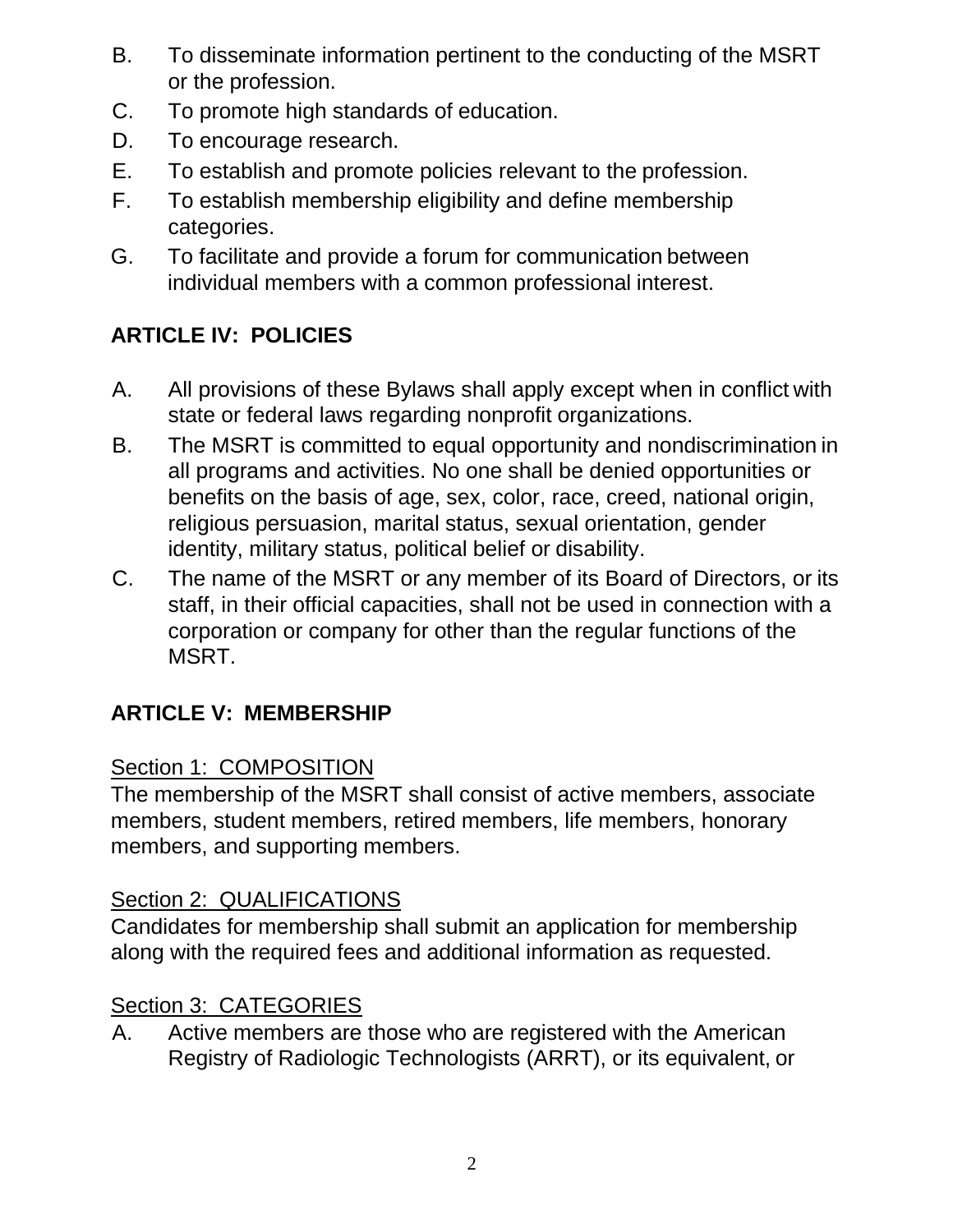B. To disseminate information pertinent to the conducting of the MSRT or the profession.
C. To promote high standards of education.
D. To encourage research.
E. To establish and promote policies relevant to the profession.
F. To establish membership eligibility and define membership categories.
G. To facilitate and provide a forum for communication between individual members with a common professional interest.

## ARTICLE IV: POLICIES

A. All provisions of these Bylaws shall apply except when in conflict with state or federal laws regarding nonprofit organizations.
B. The MSRT is committed to equal opportunity and nondiscrimination in all programs and activities. No one shall be denied opportunities or benefits on the basis of age, sex, color, race, creed, national origin, religious persuasion, marital status, sexual orientation, gender identity, military status, political belief or disability.
C. The name of the MSRT or any member of its Board of Directors, or its staff, in their official capacities, shall not be used in connection with a corporation or company for other than the regular functions of the MSRT.

## ARTICLE V: MEMBERSHIP

### Section 1: COMPOSITION

The membership of the MSRT shall consist of active members, associate members, student members, retired members, life members, honorary members, and supporting members.

### Section 2: QUALIFICATIONS

Candidates for membership shall submit an application for membership along with the required fees and additional information as requested.

### Section 3: CATEGORIES

A. Active members are those who are registered with the American Registry of Radiologic Technologists (ARRT), or its equivalent, or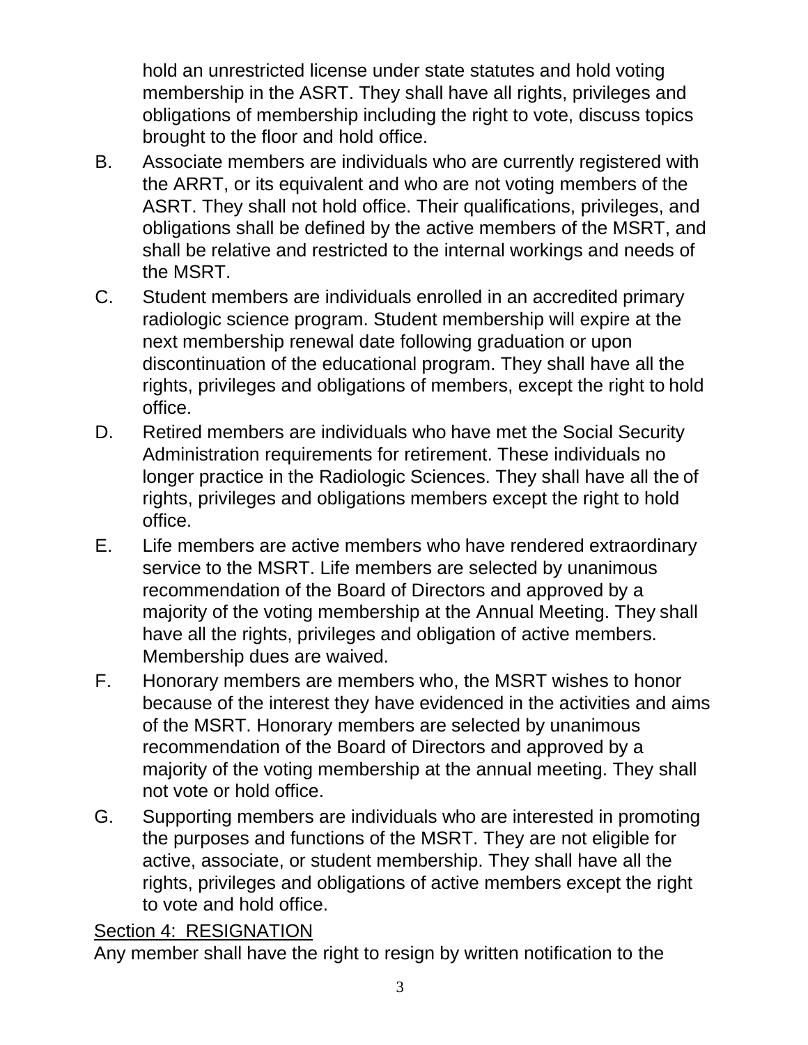hold an unrestricted license under state statutes and hold voting membership in the ASRT. They shall have all rights, privileges and obligations of membership including the right to vote, discuss topics brought to the floor and hold office.

B. Associate members are individuals who are currently registered with the ARRT, or its equivalent and who are not voting members of the ASRT. They shall not hold office. Their qualifications, privileges, and obligations shall be defined by the active members of the MSRT, and shall be relative and restricted to the internal workings and needs of the MSRT.

C. Student members are individuals enrolled in an accredited primary radiologic science program. Student membership will expire at the next membership renewal date following graduation or upon discontinuation of the educational program. They shall have all the rights, privileges and obligations of members, except the right to hold office.

D. Retired members are individuals who have met the Social Security Administration requirements for retirement. These individuals no longer practice in the Radiologic Sciences. They shall have all the of rights, privileges and obligations members except the right to hold office.

E. Life members are active members who have rendered extraordinary service to the MSRT. Life members are selected by unanimous recommendation of the Board of Directors and approved by a majority of the voting membership at the Annual Meeting. They shall have all the rights, privileges and obligation of active members. Membership dues are waived.

F. Honorary members are members who, the MSRT wishes to honor because of the interest they have evidenced in the activities and aims of the MSRT. Honorary members are selected by unanimous recommendation of the Board of Directors and approved by a majority of the voting membership at the annual meeting. They shall not vote or hold office.

G. Supporting members are individuals who are interested in promoting the purposes and functions of the MSRT. They are not eligible for active, associate, or student membership. They shall have all the rights, privileges and obligations of active members except the right to vote and hold office.

Section 4: RESIGNATION

Any member shall have the right to resign by written notification to the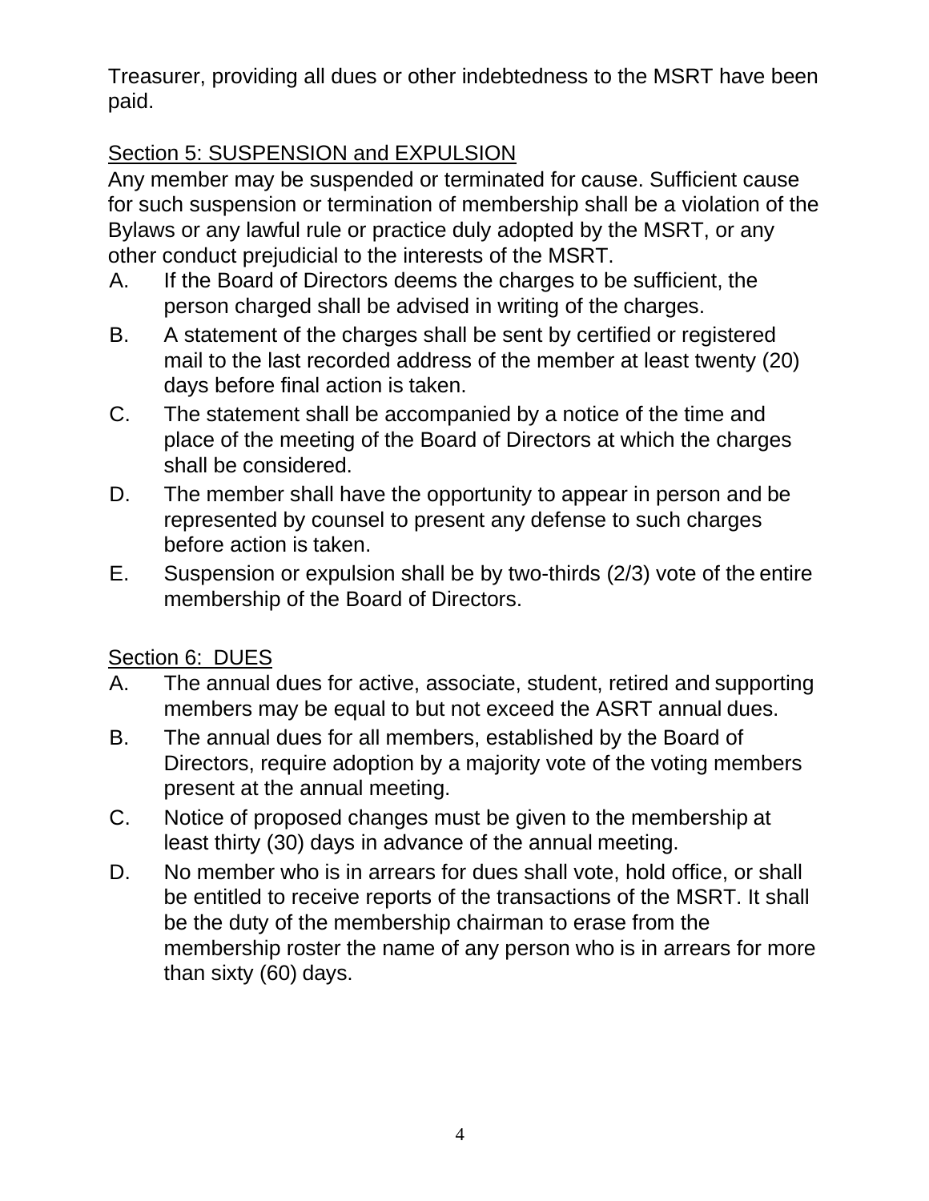Treasurer, providing all dues or other indebtedness to the MSRT have been paid.

Section 5: SUSPENSION and EXPULSION

Any member may be suspended or terminated for cause. Sufficient cause for such suspension or termination of membership shall be a violation of the Bylaws or any lawful rule or practice duly adopted by the MSRT, or any other conduct prejudicial to the interests of the MSRT.

A. If the Board of Directors deems the charges to be sufficient, the person charged shall be advised in writing of the charges.

B. A statement of the charges shall be sent by certified or registered mail to the last recorded address of the member at least twenty (20) days before final action is taken.

C. The statement shall be accompanied by a notice of the time and place of the meeting of the Board of Directors at which the charges shall be considered.

D. The member shall have the opportunity to appear in person and be represented by counsel to present any defense to such charges before action is taken.

E. Suspension or expulsion shall be by two-thirds (2/3) vote of the entire membership of the Board of Directors.

Section 6: DUES

A. The annual dues for active, associate, student, retired and supporting members may be equal to but not exceed the ASRT annual dues.

B. The annual dues for all members, established by the Board of Directors, require adoption by a majority vote of the voting members present at the annual meeting.

C. Notice of proposed changes must be given to the membership at least thirty (30) days in advance of the annual meeting.

D. No member who is in arrears for dues shall vote, hold office, or shall be entitled to receive reports of the transactions of the MSRT. It shall be the duty of the membership chairman to erase from the membership roster the name of any person who is in arrears for more than sixty (60) days.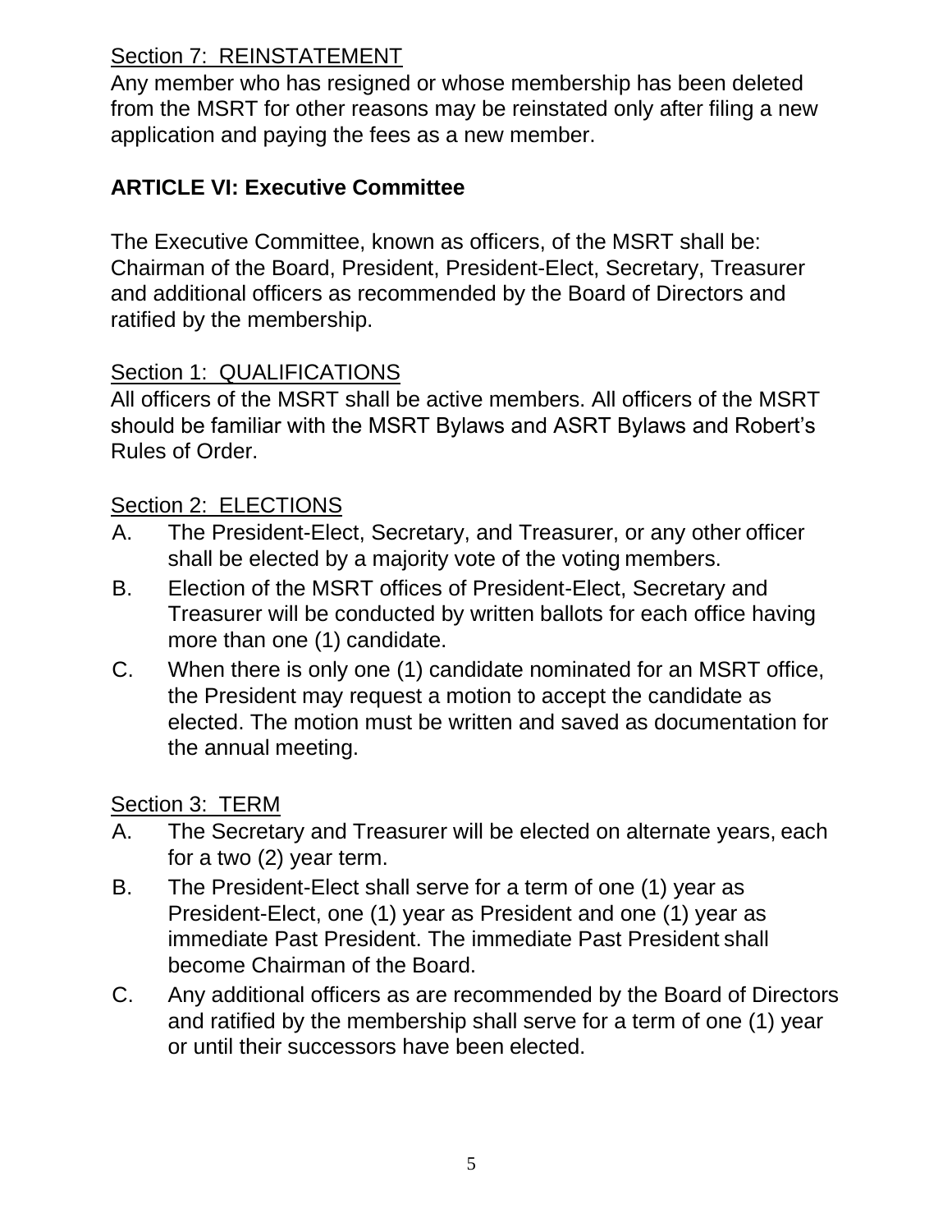Section 7: REINSTATEMENT

Any member who has resigned or whose membership has been deleted from the MSRT for other reasons may be reinstated only after filing a new application and paying the fees as a new member.

## ARTICLE VI: Executive Committee

The Executive Committee, known as officers, of the MSRT shall be: Chairman of the Board, President, President-Elect, Secretary, Treasurer and additional officers as recommended by the Board of Directors and ratified by the membership.

Section 1: QUALIFICATIONS

All officers of the MSRT shall be active members. All officers of the MSRT should be familiar with the MSRT Bylaws and ASRT Bylaws and Robert's Rules of Order.

Section 2: ELECTIONS

A. The President-Elect, Secretary, and Treasurer, or any other officer shall be elected by a majority vote of the voting members.

B. Election of the MSRT offices of President-Elect, Secretary and Treasurer will be conducted by written ballots for each office having more than one (1) candidate.

C. When there is only one (1) candidate nominated for an MSRT office, the President may request a motion to accept the candidate as elected. The motion must be written and saved as documentation for the annual meeting.

Section 3: TERM

A. The Secretary and Treasurer will be elected on alternate years, each for a two (2) year term.

B. The President-Elect shall serve for a term of one (1) year as President-Elect, one (1) year as President and one (1) year as immediate Past President. The immediate Past President shall become Chairman of the Board.

C. Any additional officers as are recommended by the Board of Directors and ratified by the membership shall serve for a term of one (1) year or until their successors have been elected.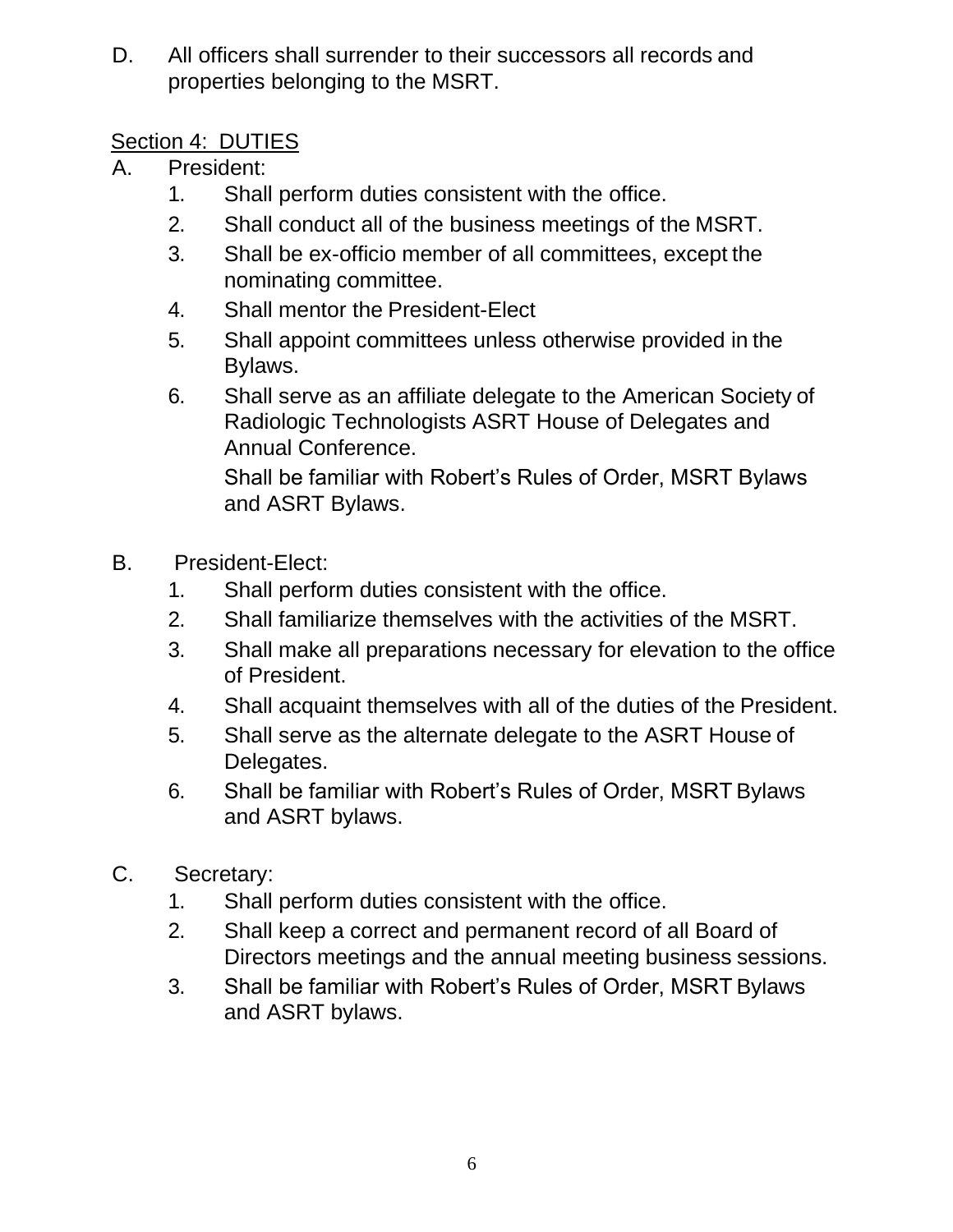D. All officers shall surrender to their successors all records and properties belonging to the MSRT.

Section 4: DUTIES

A. President:
   1. Shall perform duties consistent with the office.
   2. Shall conduct all of the business meetings of the MSRT.
   3. Shall be ex-officio member of all committees, except the nominating committee.
   4. Shall mentor the President-Elect
   5. Shall appoint committees unless otherwise provided in the Bylaws.
   6. Shall serve as an affiliate delegate to the American Society of Radiologic Technologists ASRT House of Delegates and Annual Conference.

      Shall be familiar with Robert's Rules of Order, MSRT Bylaws and ASRT Bylaws.

B. President-Elect:
   1. Shall perform duties consistent with the office.
   2. Shall familiarize themselves with the activities of the MSRT.
   3. Shall make all preparations necessary for elevation to the office of President.
   4. Shall acquaint themselves with all of the duties of the President.
   5. Shall serve as the alternate delegate to the ASRT House of Delegates.
   6. Shall be familiar with Robert's Rules of Order, MSRT Bylaws and ASRT bylaws.

C. Secretary:
   1. Shall perform duties consistent with the office.
   2. Shall keep a correct and permanent record of all Board of Directors meetings and the annual meeting business sessions.
   3. Shall be familiar with Robert's Rules of Order, MSRT Bylaws and ASRT bylaws.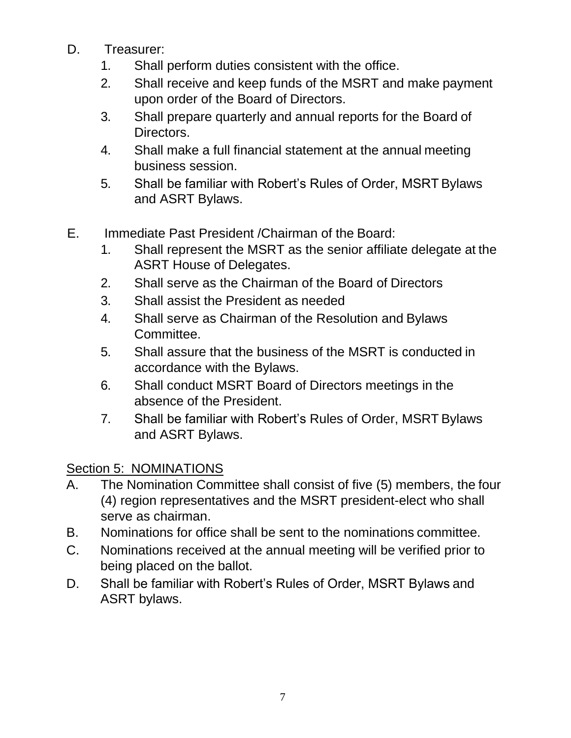D. Treasurer:
   1. Shall perform duties consistent with the office.
   2. Shall receive and keep funds of the MSRT and make payment upon order of the Board of Directors.
   3. Shall prepare quarterly and annual reports for the Board of Directors.
   4. Shall make a full financial statement at the annual meeting business session.
   5. Shall be familiar with Robert's Rules of Order, MSRT Bylaws and ASRT Bylaws.

E. Immediate Past President /Chairman of the Board:
   1. Shall represent the MSRT as the senior affiliate delegate at the ASRT House of Delegates.
   2. Shall serve as the Chairman of the Board of Directors
   3. Shall assist the President as needed
   4. Shall serve as Chairman of the Resolution and Bylaws Committee.
   5. Shall assure that the business of the MSRT is conducted in accordance with the Bylaws.
   6. Shall conduct MSRT Board of Directors meetings in the absence of the President.
   7. Shall be familiar with Robert's Rules of Order, MSRT Bylaws and ASRT Bylaws.

<u>Section 5: NOMINATIONS</u>

A. The Nomination Committee shall consist of five (5) members, the four (4) region representatives and the MSRT president-elect who shall serve as chairman.
B. Nominations for office shall be sent to the nominations committee.
C. Nominations received at the annual meeting will be verified prior to being placed on the ballot.
D. Shall be familiar with Robert's Rules of Order, MSRT Bylaws and ASRT bylaws.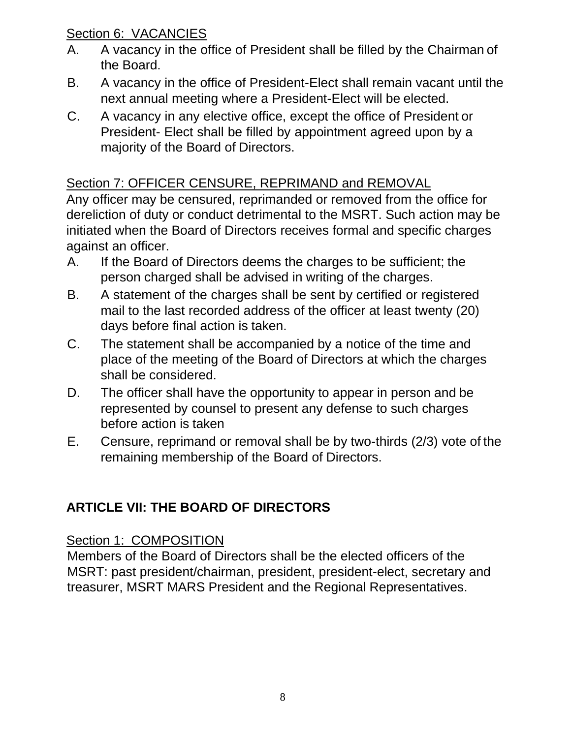Section 6: VACANCIES

A. A vacancy in the office of President shall be filled by the Chairman of the Board.

B. A vacancy in the office of President-Elect shall remain vacant until the next annual meeting where a President-Elect will be elected.

C. A vacancy in any elective office, except the office of President or President- Elect shall be filled by appointment agreed upon by a majority of the Board of Directors.

Section 7: OFFICER CENSURE, REPRIMAND and REMOVAL

Any officer may be censured, reprimanded or removed from the office for dereliction of duty or conduct detrimental to the MSRT. Such action may be initiated when the Board of Directors receives formal and specific charges against an officer.

A. If the Board of Directors deems the charges to be sufficient; the person charged shall be advised in writing of the charges.

B. A statement of the charges shall be sent by certified or registered mail to the last recorded address of the officer at least twenty (20) days before final action is taken.

C. The statement shall be accompanied by a notice of the time and place of the meeting of the Board of Directors at which the charges shall be considered.

D. The officer shall have the opportunity to appear in person and be represented by counsel to present any defense to such charges before action is taken

E. Censure, reprimand or removal shall be by two-thirds (2/3) vote of the remaining membership of the Board of Directors.

## ARTICLE VII: THE BOARD OF DIRECTORS

Section 1: COMPOSITION

Members of the Board of Directors shall be the elected officers of the MSRT: past president/chairman, president, president-elect, secretary and treasurer, MSRT MARS President and the Regional Representatives.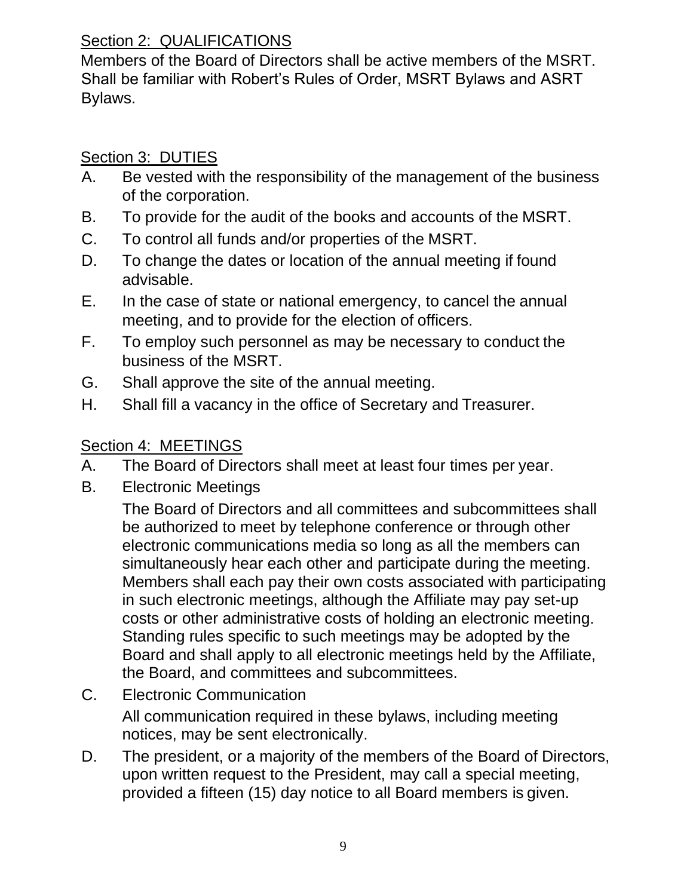Section 2: QUALIFICATIONS

Members of the Board of Directors shall be active members of the MSRT. Shall be familiar with Robert's Rules of Order, MSRT Bylaws and ASRT Bylaws.

Section 3: DUTIES

A. Be vested with the responsibility of the management of the business of the corporation.
B. To provide for the audit of the books and accounts of the MSRT.
C. To control all funds and/or properties of the MSRT.
D. To change the dates or location of the annual meeting if found advisable.
E. In the case of state or national emergency, to cancel the annual meeting, and to provide for the election of officers.
F. To employ such personnel as may be necessary to conduct the business of the MSRT.
G. Shall approve the site of the annual meeting.
H. Shall fill a vacancy in the office of Secretary and Treasurer.

Section 4: MEETINGS

A. The Board of Directors shall meet at least four times per year.
B. Electronic Meetings

   The Board of Directors and all committees and subcommittees shall be authorized to meet by telephone conference or through other electronic communications media so long as all the members can simultaneously hear each other and participate during the meeting. Members shall each pay their own costs associated with participating in such electronic meetings, although the Affiliate may pay set-up costs or other administrative costs of holding an electronic meeting. Standing rules specific to such meetings may be adopted by the Board and shall apply to all electronic meetings held by the Affiliate, the Board, and committees and subcommittees.
C. Electronic Communication

   All communication required in these bylaws, including meeting notices, may be sent electronically.
D. The president, or a majority of the members of the Board of Directors, upon written request to the President, may call a special meeting, provided a fifteen (15) day notice to all Board members is given.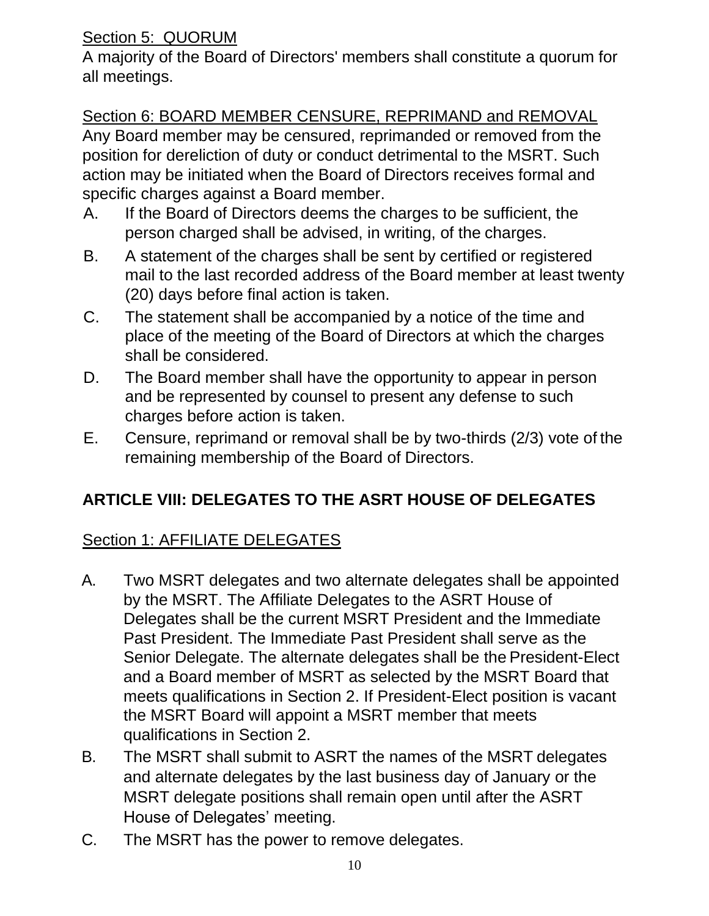Section 5: QUORUM

A majority of the Board of Directors' members shall constitute a quorum for all meetings.

Section 6: BOARD MEMBER CENSURE, REPRIMAND and REMOVAL

Any Board member may be censured, reprimanded or removed from the position for dereliction of duty or conduct detrimental to the MSRT. Such action may be initiated when the Board of Directors receives formal and specific charges against a Board member.

A. If the Board of Directors deems the charges to be sufficient, the person charged shall be advised, in writing, of the charges.

B. A statement of the charges shall be sent by certified or registered mail to the last recorded address of the Board member at least twenty (20) days before final action is taken.

C. The statement shall be accompanied by a notice of the time and place of the meeting of the Board of Directors at which the charges shall be considered.

D. The Board member shall have the opportunity to appear in person and be represented by counsel to present any defense to such charges before action is taken.

E. Censure, reprimand or removal shall be by two-thirds (2/3) vote of the remaining membership of the Board of Directors.

## ARTICLE VIII: DELEGATES TO THE ASRT HOUSE OF DELEGATES

Section 1: AFFILIATE DELEGATES

A. Two MSRT delegates and two alternate delegates shall be appointed by the MSRT. The Affiliate Delegates to the ASRT House of Delegates shall be the current MSRT President and the Immediate Past President. The Immediate Past President shall serve as the Senior Delegate. The alternate delegates shall be the President-Elect and a Board member of MSRT as selected by the MSRT Board that meets qualifications in Section 2. If President-Elect position is vacant the MSRT Board will appoint a MSRT member that meets qualifications in Section 2.

B. The MSRT shall submit to ASRT the names of the MSRT delegates and alternate delegates by the last business day of January or the MSRT delegate positions shall remain open until after the ASRT House of Delegates' meeting.

C. The MSRT has the power to remove delegates.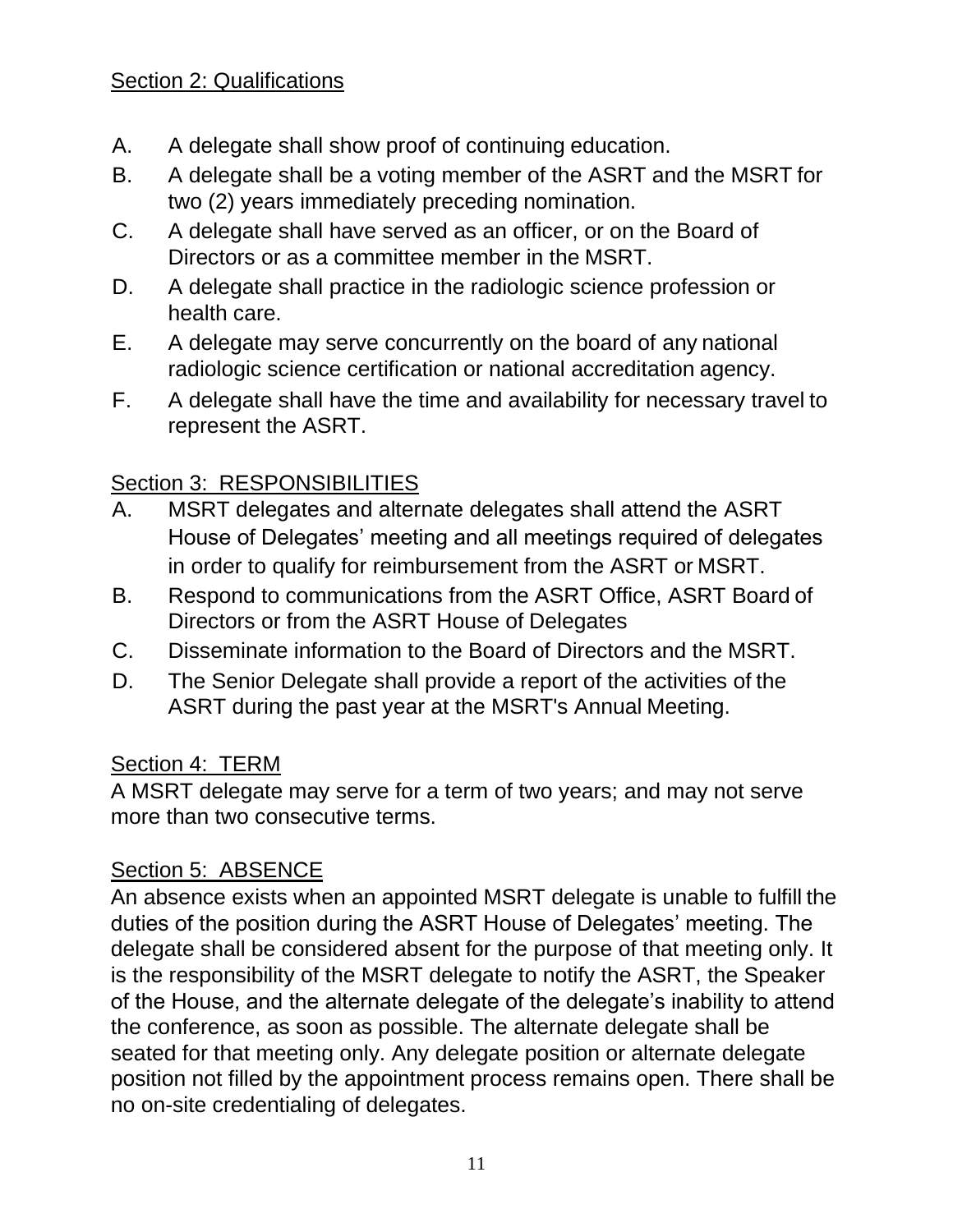Section 2: Qualifications

A. A delegate shall show proof of continuing education.
B. A delegate shall be a voting member of the ASRT and the MSRT for two (2) years immediately preceding nomination.
C. A delegate shall have served as an officer, or on the Board of Directors or as a committee member in the MSRT.
D. A delegate shall practice in the radiologic science profession or health care.
E. A delegate may serve concurrently on the board of any national radiologic science certification or national accreditation agency.
F. A delegate shall have the time and availability for necessary travel to represent the ASRT.

Section 3: RESPONSIBILITIES

A. MSRT delegates and alternate delegates shall attend the ASRT House of Delegates' meeting and all meetings required of delegates in order to qualify for reimbursement from the ASRT or MSRT.
B. Respond to communications from the ASRT Office, ASRT Board of Directors or from the ASRT House of Delegates
C. Disseminate information to the Board of Directors and the MSRT.
D. The Senior Delegate shall provide a report of the activities of the ASRT during the past year at the MSRT's Annual Meeting.

Section 4: TERM

A MSRT delegate may serve for a term of two years; and may not serve more than two consecutive terms.

Section 5: ABSENCE

An absence exists when an appointed MSRT delegate is unable to fulfill the duties of the position during the ASRT House of Delegates' meeting. The delegate shall be considered absent for the purpose of that meeting only. It is the responsibility of the MSRT delegate to notify the ASRT, the Speaker of the House, and the alternate delegate of the delegate's inability to attend the conference, as soon as possible. The alternate delegate shall be seated for that meeting only. Any delegate position or alternate delegate position not filled by the appointment process remains open. There shall be no on-site credentialing of delegates.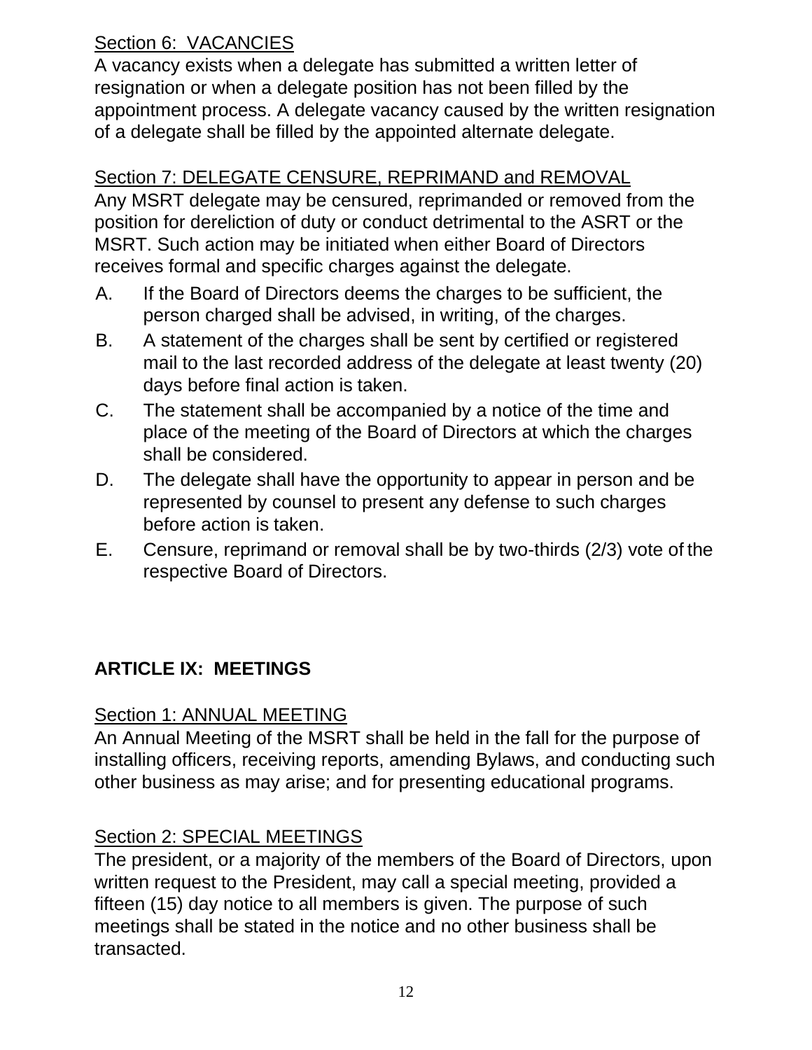Section 6: VACANCIES

A vacancy exists when a delegate has submitted a written letter of resignation or when a delegate position has not been filled by the appointment process. A delegate vacancy caused by the written resignation of a delegate shall be filled by the appointed alternate delegate.

Section 7: DELEGATE CENSURE, REPRIMAND and REMOVAL

Any MSRT delegate may be censured, reprimanded or removed from the position for dereliction of duty or conduct detrimental to the ASRT or the MSRT. Such action may be initiated when either Board of Directors receives formal and specific charges against the delegate.

A. If the Board of Directors deems the charges to be sufficient, the person charged shall be advised, in writing, of the charges.
B. A statement of the charges shall be sent by certified or registered mail to the last recorded address of the delegate at least twenty (20) days before final action is taken.
C. The statement shall be accompanied by a notice of the time and place of the meeting of the Board of Directors at which the charges shall be considered.
D. The delegate shall have the opportunity to appear in person and be represented by counsel to present any defense to such charges before action is taken.
E. Censure, reprimand or removal shall be by two-thirds (2/3) vote of the respective Board of Directors.

## ARTICLE IX: MEETINGS

Section 1: ANNUAL MEETING

An Annual Meeting of the MSRT shall be held in the fall for the purpose of installing officers, receiving reports, amending Bylaws, and conducting such other business as may arise; and for presenting educational programs.

Section 2: SPECIAL MEETINGS

The president, or a majority of the members of the Board of Directors, upon written request to the President, may call a special meeting, provided a fifteen (15) day notice to all members is given. The purpose of such meetings shall be stated in the notice and no other business shall be transacted.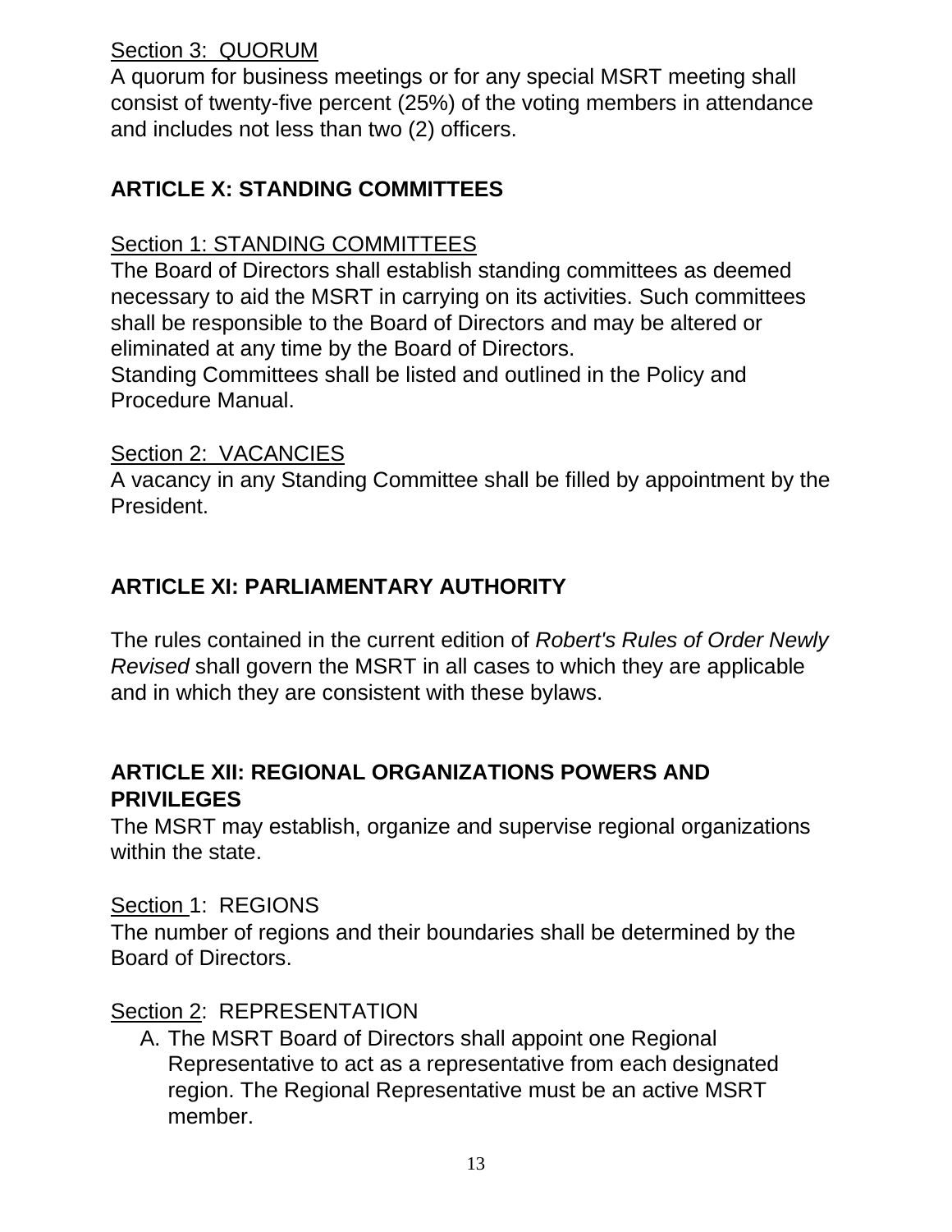Section 3: QUORUM

A quorum for business meetings or for any special MSRT meeting shall consist of twenty-five percent (25%) of the voting members in attendance and includes not less than two (2) officers.

## ARTICLE X: STANDING COMMITTEES

Section 1: STANDING COMMITTEES

The Board of Directors shall establish standing committees as deemed necessary to aid the MSRT in carrying on its activities. Such committees shall be responsible to the Board of Directors and may be altered or eliminated at any time by the Board of Directors.

Standing Committees shall be listed and outlined in the Policy and Procedure Manual.

Section 2: VACANCIES

A vacancy in any Standing Committee shall be filled by appointment by the President.

## ARTICLE XI: PARLIAMENTARY AUTHORITY

The rules contained in the current edition of *Robert's Rules of Order Newly Revised* shall govern the MSRT in all cases to which they are applicable and in which they are consistent with these bylaws.

## ARTICLE XII: REGIONAL ORGANIZATIONS POWERS AND PRIVILEGES

The MSRT may establish, organize and supervise regional organizations within the state.

Section 1: REGIONS

The number of regions and their boundaries shall be determined by the Board of Directors.

Section 2: REPRESENTATION

A. The MSRT Board of Directors shall appoint one Regional Representative to act as a representative from each designated region. The Regional Representative must be an active MSRT member.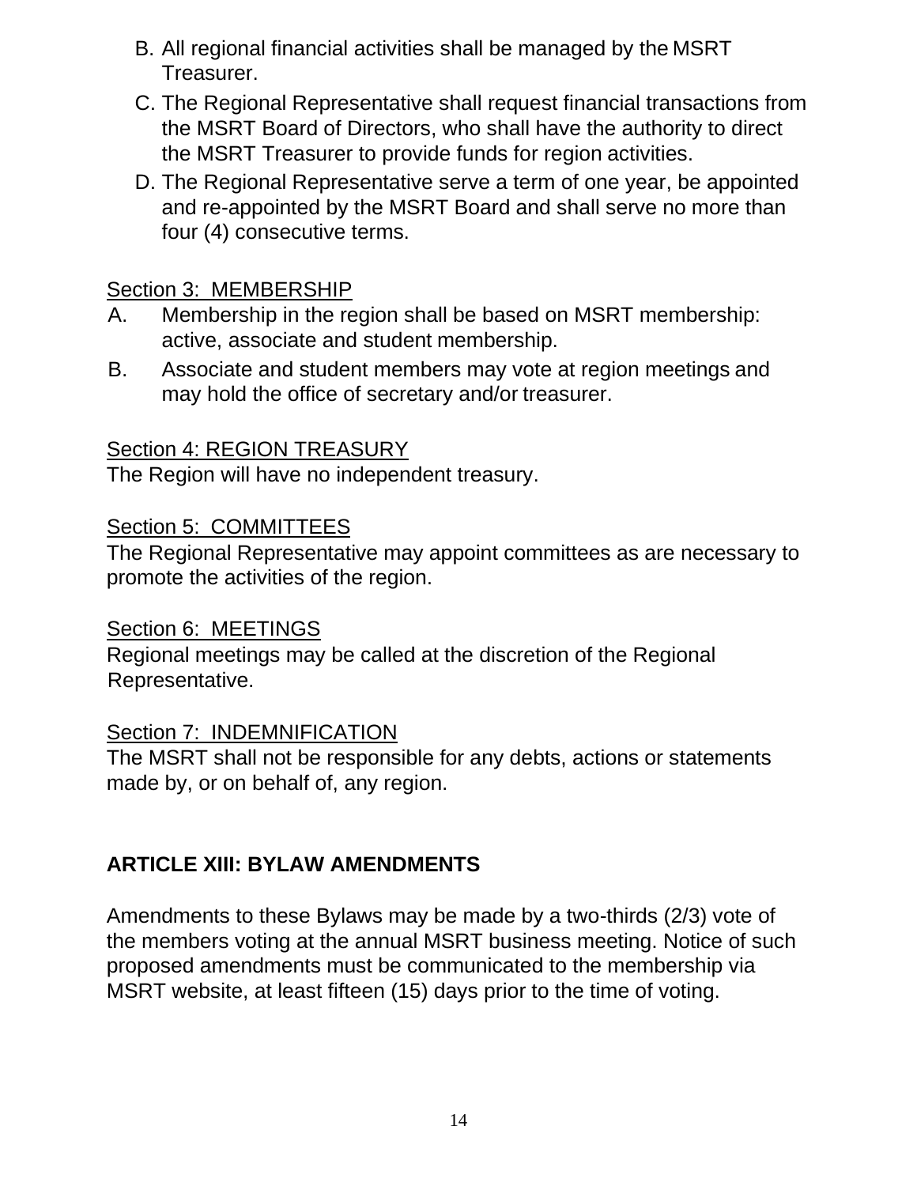B. All regional financial activities shall be managed by the MSRT Treasurer.

C. The Regional Representative shall request financial transactions from the MSRT Board of Directors, who shall have the authority to direct the MSRT Treasurer to provide funds for region activities.

D. The Regional Representative serve a term of one year, be appointed and re-appointed by the MSRT Board and shall serve no more than four (4) consecutive terms.

Section 3: MEMBERSHIP

A. Membership in the region shall be based on MSRT membership: active, associate and student membership.

B. Associate and student members may vote at region meetings and may hold the office of secretary and/or treasurer.

Section 4: REGION TREASURY

The Region will have no independent treasury.

Section 5: COMMITTEES

The Regional Representative may appoint committees as are necessary to promote the activities of the region.

Section 6: MEETINGS

Regional meetings may be called at the discretion of the Regional Representative.

Section 7: INDEMNIFICATION

The MSRT shall not be responsible for any debts, actions or statements made by, or on behalf of, any region.

## ARTICLE XIII: BYLAW AMENDMENTS

Amendments to these Bylaws may be made by a two-thirds (2/3) vote of the members voting at the annual MSRT business meeting. Notice of such proposed amendments must be communicated to the membership via MSRT website, at least fifteen (15) days prior to the time of voting.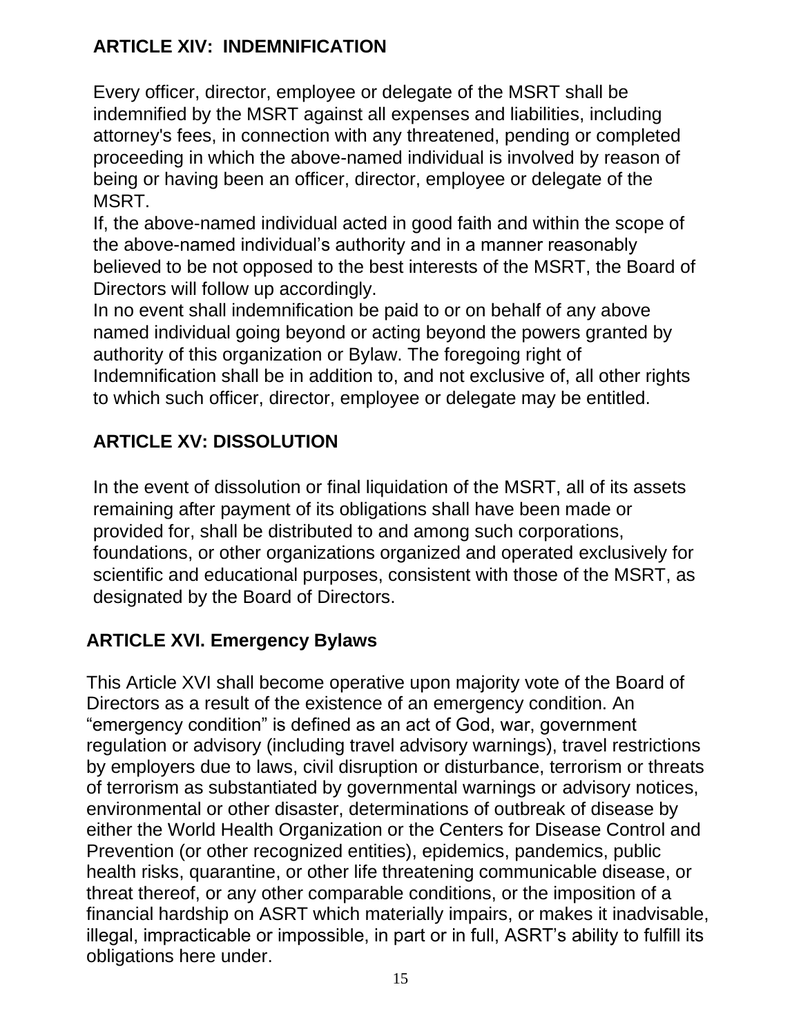## ARTICLE XIV: INDEMNIFICATION

Every officer, director, employee or delegate of the MSRT shall be indemnified by the MSRT against all expenses and liabilities, including attorney's fees, in connection with any threatened, pending or completed proceeding in which the above-named individual is involved by reason of being or having been an officer, director, employee or delegate of the MSRT.

If, the above-named individual acted in good faith and within the scope of the above-named individual's authority and in a manner reasonably believed to be not opposed to the best interests of the MSRT, the Board of Directors will follow up accordingly.

In no event shall indemnification be paid to or on behalf of any above named individual going beyond or acting beyond the powers granted by authority of this organization or Bylaw. The foregoing right of Indemnification shall be in addition to, and not exclusive of, all other rights to which such officer, director, employee or delegate may be entitled.

## ARTICLE XV: DISSOLUTION

In the event of dissolution or final liquidation of the MSRT, all of its assets remaining after payment of its obligations shall have been made or provided for, shall be distributed to and among such corporations, foundations, or other organizations organized and operated exclusively for scientific and educational purposes, consistent with those of the MSRT, as designated by the Board of Directors.

## ARTICLE XVI. Emergency Bylaws

This Article XVI shall become operative upon majority vote of the Board of Directors as a result of the existence of an emergency condition. An "emergency condition" is defined as an act of God, war, government regulation or advisory (including travel advisory warnings), travel restrictions by employers due to laws, civil disruption or disturbance, terrorism or threats of terrorism as substantiated by governmental warnings or advisory notices, environmental or other disaster, determinations of outbreak of disease by either the World Health Organization or the Centers for Disease Control and Prevention (or other recognized entities), epidemics, pandemics, public health risks, quarantine, or other life threatening communicable disease, or threat thereof, or any other comparable conditions, or the imposition of a financial hardship on ASRT which materially impairs, or makes it inadvisable, illegal, impracticable or impossible, in part or in full, ASRT's ability to fulfill its obligations here under.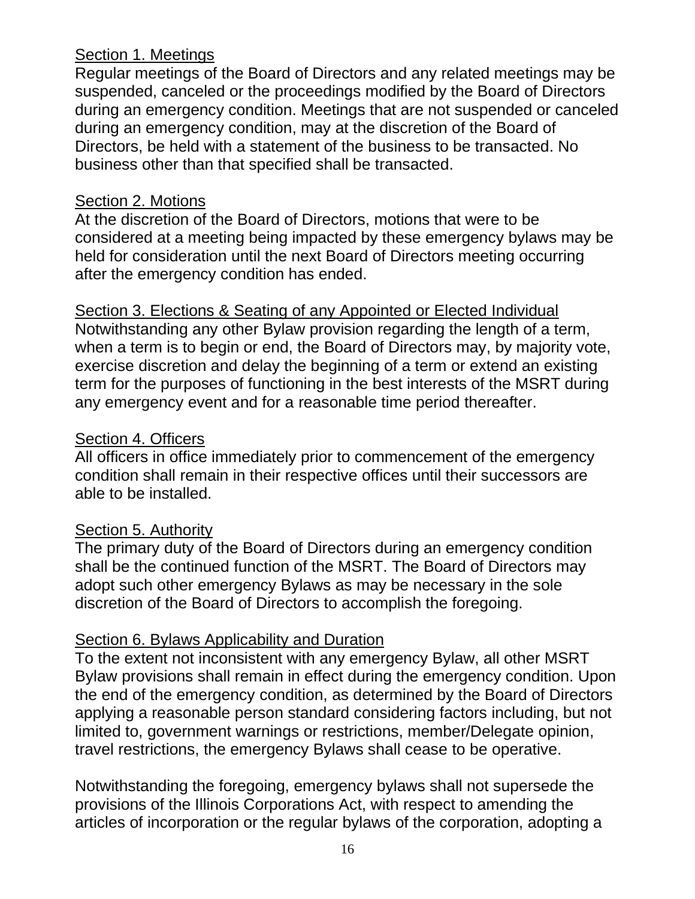<u>Section 1. Meetings</u>

Regular meetings of the Board of Directors and any related meetings may be suspended, canceled or the proceedings modified by the Board of Directors during an emergency condition. Meetings that are not suspended or canceled during an emergency condition, may at the discretion of the Board of Directors, be held with a statement of the business to be transacted. No business other than that specified shall be transacted.

<u>Section 2. Motions</u>

At the discretion of the Board of Directors, motions that were to be considered at a meeting being impacted by these emergency bylaws may be held for consideration until the next Board of Directors meeting occurring after the emergency condition has ended.

<u>Section 3. Elections & Seating of any Appointed or Elected Individual</u>

Notwithstanding any other Bylaw provision regarding the length of a term, when a term is to begin or end, the Board of Directors may, by majority vote, exercise discretion and delay the beginning of a term or extend an existing term for the purposes of functioning in the best interests of the MSRT during any emergency event and for a reasonable time period thereafter.

<u>Section 4. Officers</u>

All officers in office immediately prior to commencement of the emergency condition shall remain in their respective offices until their successors are able to be installed.

<u>Section 5. Authority</u>

The primary duty of the Board of Directors during an emergency condition shall be the continued function of the MSRT. The Board of Directors may adopt such other emergency Bylaws as may be necessary in the sole discretion of the Board of Directors to accomplish the foregoing.

<u>Section 6. Bylaws Applicability and Duration</u>

To the extent not inconsistent with any emergency Bylaw, all other MSRT Bylaw provisions shall remain in effect during the emergency condition. Upon the end of the emergency condition, as determined by the Board of Directors applying a reasonable person standard considering factors including, but not limited to, government warnings or restrictions, member/Delegate opinion, travel restrictions, the emergency Bylaws shall cease to be operative.

Notwithstanding the foregoing, emergency bylaws shall not supersede the provisions of the Illinois Corporations Act, with respect to amending the articles of incorporation or the regular bylaws of the corporation, adopting a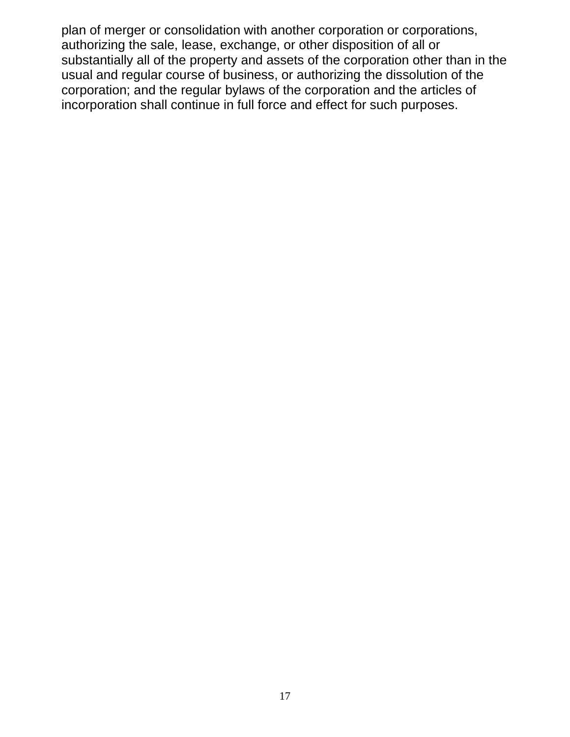plan of merger or consolidation with another corporation or corporations, authorizing the sale, lease, exchange, or other disposition of all or substantially all of the property and assets of the corporation other than in the usual and regular course of business, or authorizing the dissolution of the corporation; and the regular bylaws of the corporation and the articles of incorporation shall continue in full force and effect for such purposes.